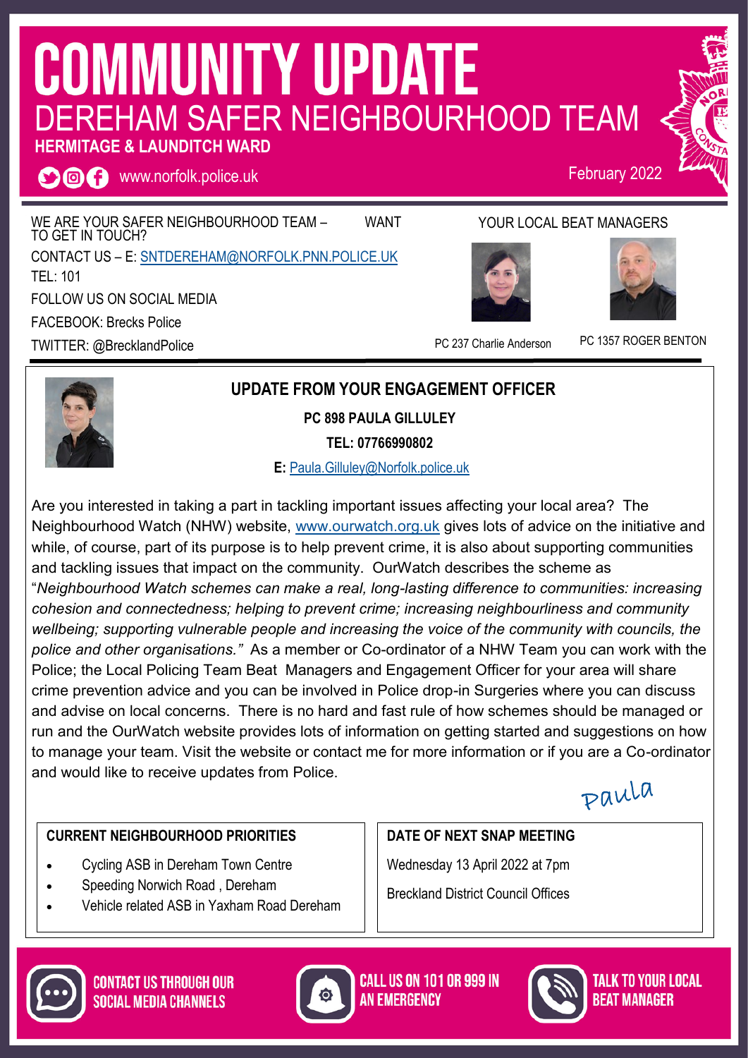# COMMUNITY UPDATE

## DEREHAM SAFER NEIGHBOURHOOD TEAM

**HERMITAGE & LAUNDITCH WARD**

www.norfolk.police.uk

February 2022

WE ARE YOUR SAFER NEIGHBOURHOOD TEAM – WANT TO GET IN TOUCH?

CONTACT US – E: SNTDEREHAM@NORFOLK.PNN.POLICE.UK

TEL: 101

FOLLOW US ON SOCIAL MEDIA

FACEBOOK: Brecks Police

TWITTER: @BrecklandPolice

YOUR LOCAL BEAT MANAGERS

PC 237 Charlie Anderson

PC 1357 ROGER BENTON

### UPDATE FROM YOUR ENGAGEMENT OFFICER

**PC 898 PAULA GILLULEY**

**TEL: 07766990802**

**E:** Paula.Gilluley@Norfolk.police.uk

Are you interested in taking a part in tackling important issues affecting your local area? The Neighbourhood Watch (NHW) website, www.ourwatch.org.uk gives lots of advice on the initiative and while, of course, part of its purpose is to help prevent crime, it is also about supporting communities and tackling issues that impact on the community. OurWatch describes the scheme as "*Neighbourhood Watch schemes can make a real, long-lasting difference to communities: increasing cohesion and connectedness; helping to prevent crime; increasing neighbourliness and community wellbeing; supporting vulnerable people and increasing the voice of the community with councils, the police and other organisations.*" As a member or Co-ordinator of a NHW Team you can work with the Police; the Local Policing Team Beat Managers and Engagement Officer for your area will share crime prevention advice and you can be involved in Police drop-in Surgeries where you can discuss and advise on local concerns. There is no hard and fast rule of how schemes should be managed or run and the OurWatch website provides lots of information on getting started and suggestions on how to manage your team. Visit the website or contact me for more information or if you are a Co-ordinator and would like to receive updates from Police.

*Paula*

### CURRENT NEIGHBOURHOOD PRIORITIES

- Cycling ASB in Dereham Town Centre
- Speeding Norwich Road , Dereham
- Vehicle related ASB in Yaxham Road Dereham

### DATE OF NEXT SNAP MEETING

Wednesday 13 April 2022 at 7pm

Breckland District Council Offices

CONTACT US THROUGH OUR SOCIAL MEDIA CHANNELS

CALL US ON 101 OR 999 IN AN EMERGENCY

TALK TO YOUR LOCAL BEAT MANAGER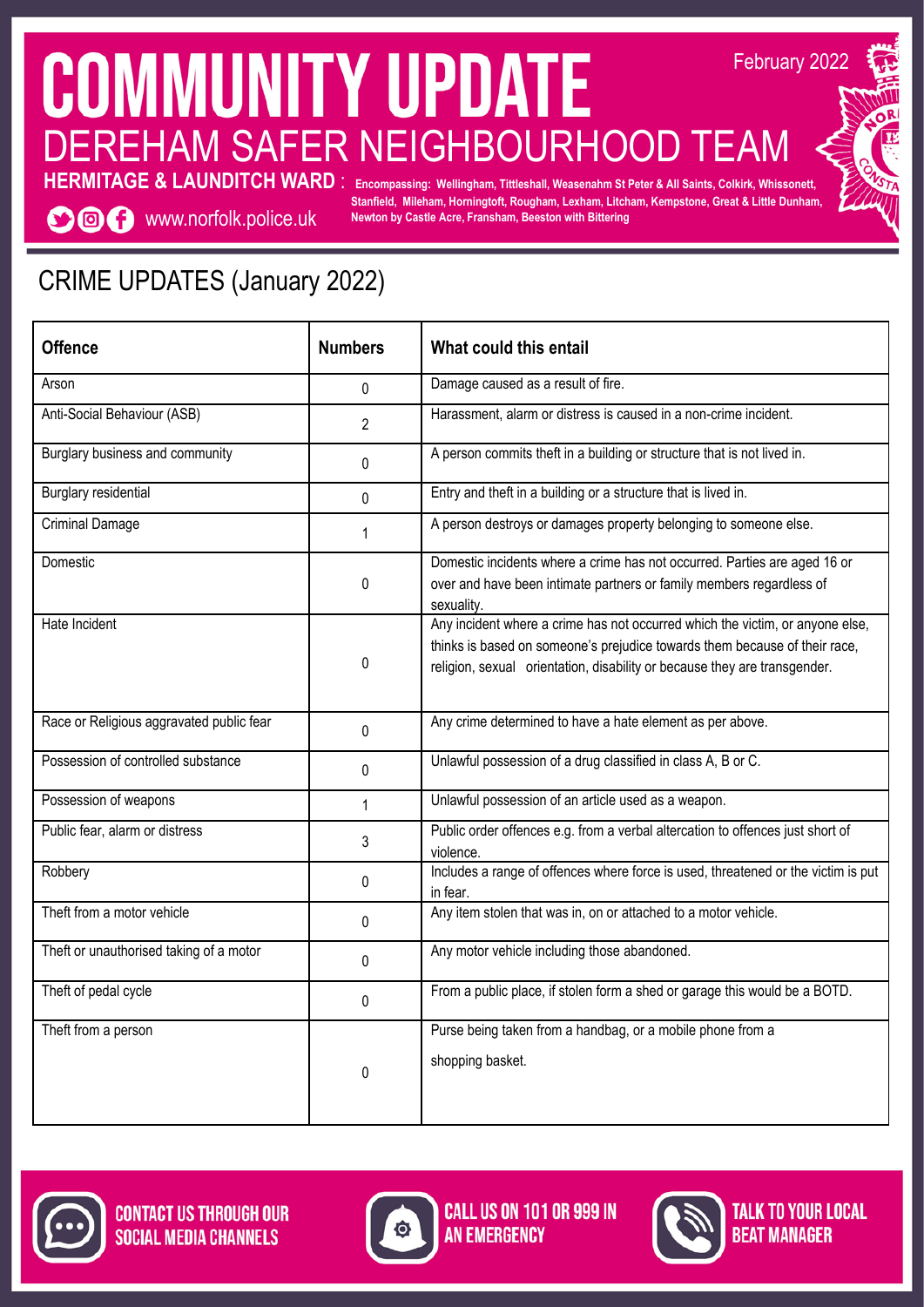# COMMUNITY UPDATE

February 2022

## DEREHAM SAFER NEIGHBOURHOOD TEAM

**HERMITAGE & LAUNDITCH WARD** : **Encompassing: Wellingham, Tittleshall, Weasenahm St Peter & All Saints, Colkirk, Whissonett, Stanfield, Mileham, Horningtoft, Rougham, Lexham, Litcham, Kempstone, Great & Little Dunham, Newton by Castle Acre, Fransham, Beeston with Bittering**

www.norfolk.police.uk

## CRIME UPDATES (January 2022)

| Offence | Numbers | What could this entail |
|---|---|---|
| Arson | 0 | Damage caused as a result of fire. |
| Anti-Social Behaviour (ASB) | 2 | Harassment, alarm or distress is caused in a non-crime incident. |
| Burglary business and community | 0 | A person commits theft in a building or structure that is not lived in. |
| Burglary residential | 0 | Entry and theft in a building or a structure that is lived in. |
| Criminal Damage | 1 | A person destroys or damages property belonging to someone else. |
| Domestic | 0 | Domestic incidents where a crime has not occurred. Parties are aged 16 or over and have been intimate partners or family members regardless of sexuality. |
| Hate Incident | 0 | Any incident where a crime has not occurred which the victim, or anyone else, thinks is based on someone's prejudice towards them because of their race, religion, sexual orientation, disability or because they are transgender. |
| Race or Religious aggravated public fear | 0 | Any crime determined to have a hate element as per above. |
| Possession of controlled substance | 0 | Unlawful possession of a drug classified in class A, B or C. |
| Possession of weapons | 1 | Unlawful possession of an article used as a weapon. |
| Public fear, alarm or distress | 3 | Public order offences e.g. from a verbal altercation to offences just short of violence. |
| Robbery | 0 | Includes a range of offences where force is used, threatened or the victim is put in fear. |
| Theft from a motor vehicle | 0 | Any item stolen that was in, on or attached to a motor vehicle. |
| Theft or unauthorised taking of a motor | 0 | Any motor vehicle including those abandoned. |
| Theft of pedal cycle | 0 | From a public place, if stolen form a shed or garage this would be a BOTD. |
| Theft from a person | 0 | Purse being taken from a handbag, or a mobile phone from a shopping basket. |

CONTACT US THROUGH OUR SOCIAL MEDIA CHANNELS

CALL US ON 101 OR 999 IN AN EMERGENCY

TALK TO YOUR LOCAL BEAT MANAGER